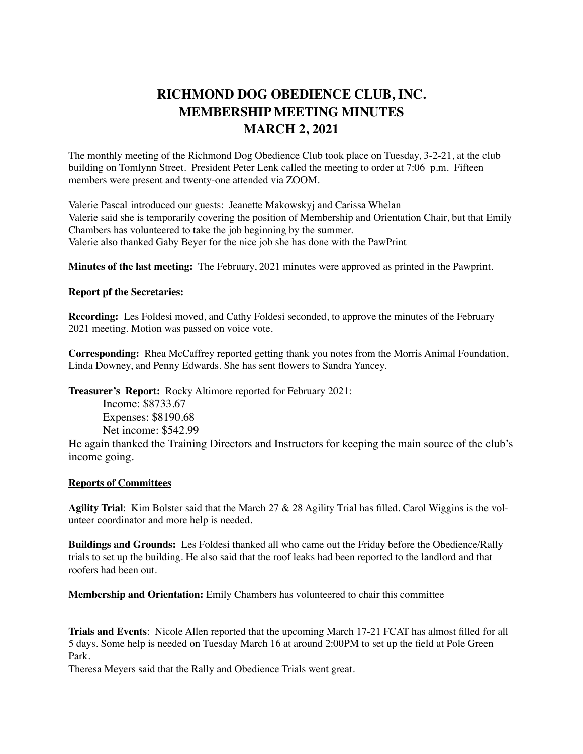# RICHMOND DOG OBEDIENCE CLUB, INC.
# MEMBERSHIP MEETING MINUTES
# MARCH 2, 2021

The monthly meeting of the Richmond Dog Obedience Club took place on Tuesday, 3-2-21, at the club building on Tomlynn Street. President Peter Lenk called the meeting to order at 7:06 p.m. Fifteen members were present and twenty-one attended via ZOOM.

Valerie Pascal introduced our guests: Jeanette Makowskyj and Carissa Whelan
Valerie said she is temporarily covering the position of Membership and Orientation Chair, but that Emily Chambers has volunteered to take the job beginning by the summer.
Valerie also thanked Gaby Beyer for the nice job she has done with the PawPrint

**Minutes of the last meeting:** The February, 2021 minutes were approved as printed in the Pawprint.

**Report pf the Secretaries:**

**Recording:** Les Foldesi moved, and Cathy Foldesi seconded, to approve the minutes of the February 2021 meeting. Motion was passed on voice vote.

**Corresponding:** Rhea McCaffrey reported getting thank you notes from the Morris Animal Foundation, Linda Downey, and Penny Edwards. She has sent flowers to Sandra Yancey.

**Treasurer's Report:** Rocky Altimore reported for February 2021:

Income: $8733.67
Expenses: $8190.68
Net income: $542.99

He again thanked the Training Directors and Instructors for keeping the main source of the club's income going.

**Reports of Committees**

**Agility Trial**: Kim Bolster said that the March 27 & 28 Agility Trial has filled. Carol Wiggins is the volunteer coordinator and more help is needed.

**Buildings and Grounds:** Les Foldesi thanked all who came out the Friday before the Obedience/Rally trials to set up the building. He also said that the roof leaks had been reported to the landlord and that roofers had been out.

**Membership and Orientation:** Emily Chambers has volunteered to chair this committee

**Trials and Events**: Nicole Allen reported that the upcoming March 17-21 FCAT has almost filled for all 5 days. Some help is needed on Tuesday March 16 at around 2:00PM to set up the field at Pole Green Park.
Theresa Meyers said that the Rally and Obedience Trials went great.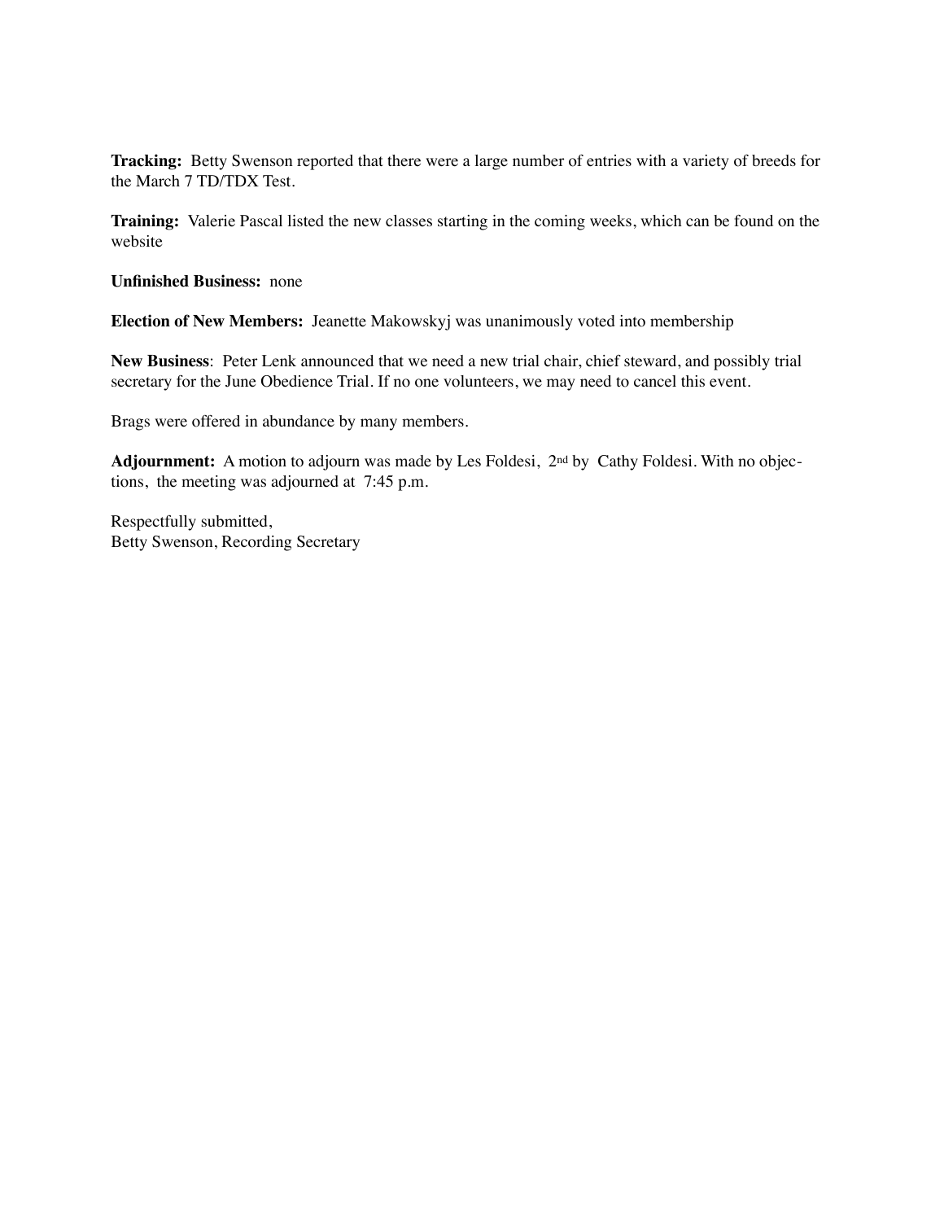**Tracking:** Betty Swenson reported that there were a large number of entries with a variety of breeds for the March 7 TD/TDX Test.

**Training:** Valerie Pascal listed the new classes starting in the coming weeks, which can be found on the website

**Unfinished Business:** none

**Election of New Members:** Jeanette Makowskyj was unanimously voted into membership

**New Business**: Peter Lenk announced that we need a new trial chair, chief steward, and possibly trial secretary for the June Obedience Trial. If no one volunteers, we may need to cancel this event.

Brags were offered in abundance by many members.

**Adjournment:** A motion to adjourn was made by Les Foldesi, 2nd by Cathy Foldesi. With no objections, the meeting was adjourned at 7:45 p.m.

Respectfully submitted,
Betty Swenson, Recording Secretary